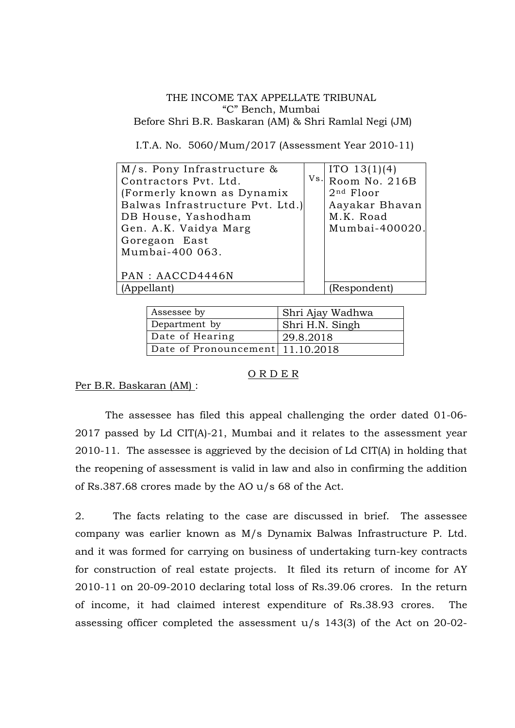THE INCOME TAX APPELLATE TRIBUNAL
"C" Bench, Mumbai
Before Shri B.R. Baskaran (AM) & Shri Ramlal Negi (JM)

I.T.A. No. 5060/Mum/2017 (Assessment Year 2010-11)

| | | |
|---|---|---|
| M/s. Pony Infrastructure & Contractors Pvt. Ltd. (Formerly known as Dynamix Balwas Infrastructure Pvt. Ltd.) DB House, Yashodham Gen. A.K. Vaidya Marg Goregaon East Mumbai-400 063.<br><br>PAN : AACCD4446N | Vs. | ITO 13(1)(4) Room No. 216B 2nd Floor Aayakar Bhavan M.K. Road Mumbai-400020. |
| (Appellant) | | (Respondent) |

| | |
|---|---|
| Assessee by | Shri Ajay Wadhwa |
| Department by | Shri H.N. Singh |
| Date of Hearing | 29.8.2018 |
| Date of Pronouncement | 11.10.2018 |

## O R D E R

Per B.R. Baskaran (AM) :

The assessee has filed this appeal challenging the order dated 01-06-2017 passed by Ld CIT(A)-21, Mumbai and it relates to the assessment year 2010-11. The assessee is aggrieved by the decision of Ld CIT(A) in holding that the reopening of assessment is valid in law and also in confirming the addition of Rs.387.68 crores made by the AO u/s 68 of the Act.

2. The facts relating to the case are discussed in brief. The assessee company was earlier known as M/s Dynamix Balwas Infrastructure P. Ltd. and it was formed for carrying on business of undertaking turn-key contracts for construction of real estate projects. It filed its return of income for AY 2010-11 on 20-09-2010 declaring total loss of Rs.39.06 crores. In the return of income, it had claimed interest expenditure of Rs.38.93 crores. The assessing officer completed the assessment u/s 143(3) of the Act on 20-02-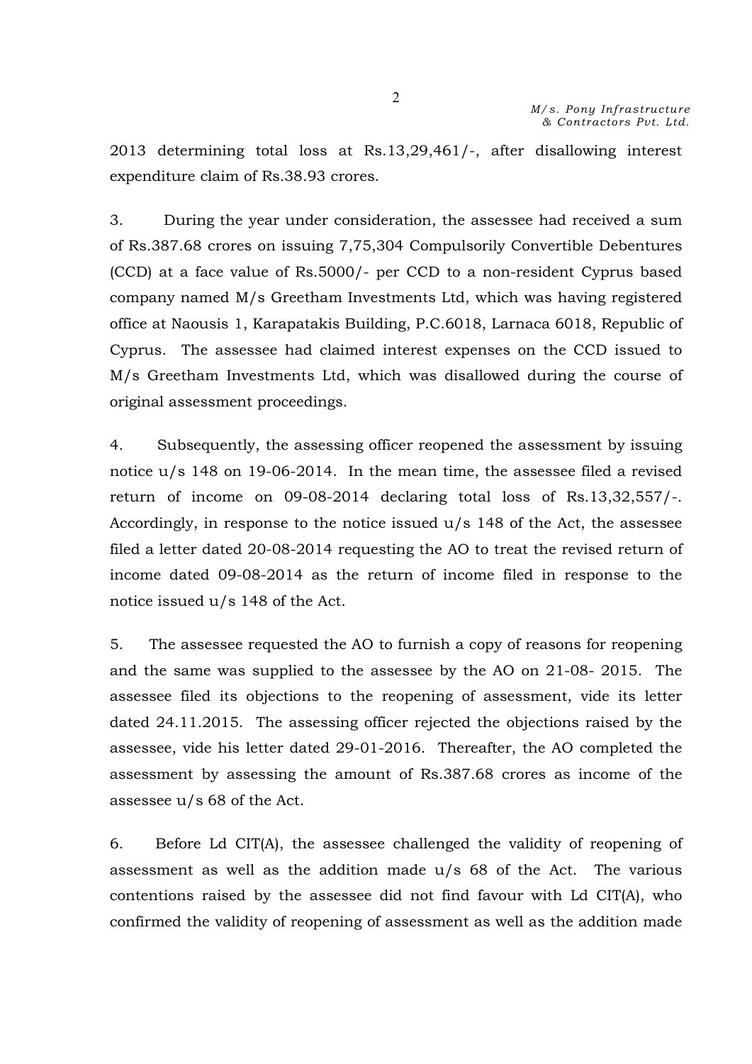2013 determining total loss at Rs.13,29,461/-, after disallowing interest expenditure claim of Rs.38.93 crores.

3. During the year under consideration, the assessee had received a sum of Rs.387.68 crores on issuing 7,75,304 Compulsorily Convertible Debentures (CCD) at a face value of Rs.5000/- per CCD to a non-resident Cyprus based company named M/s Greetham Investments Ltd, which was having registered office at Naousis 1, Karapatakis Building, P.C.6018, Larnaca 6018, Republic of Cyprus. The assessee had claimed interest expenses on the CCD issued to M/s Greetham Investments Ltd, which was disallowed during the course of original assessment proceedings.

4. Subsequently, the assessing officer reopened the assessment by issuing notice u/s 148 on 19-06-2014. In the mean time, the assessee filed a revised return of income on 09-08-2014 declaring total loss of Rs.13,32,557/-. Accordingly, in response to the notice issued u/s 148 of the Act, the assessee filed a letter dated 20-08-2014 requesting the AO to treat the revised return of income dated 09-08-2014 as the return of income filed in response to the notice issued u/s 148 of the Act.

5. The assessee requested the AO to furnish a copy of reasons for reopening and the same was supplied to the assessee by the AO on 21-08- 2015. The assessee filed its objections to the reopening of assessment, vide its letter dated 24.11.2015. The assessing officer rejected the objections raised by the assessee, vide his letter dated 29-01-2016. Thereafter, the AO completed the assessment by assessing the amount of Rs.387.68 crores as income of the assessee u/s 68 of the Act.

6. Before Ld CIT(A), the assessee challenged the validity of reopening of assessment as well as the addition made u/s 68 of the Act. The various contentions raised by the assessee did not find favour with Ld CIT(A), who confirmed the validity of reopening of assessment as well as the addition made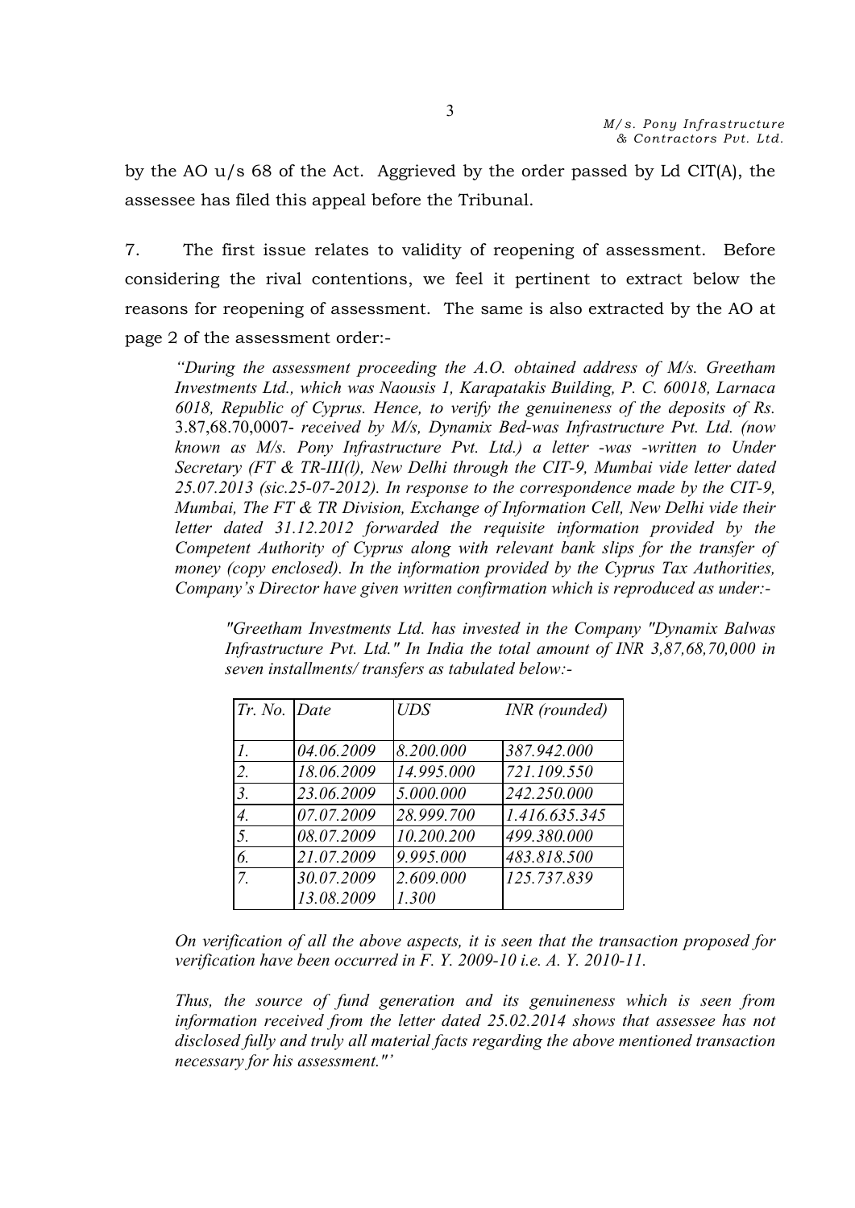by the AO u/s 68 of the Act. Aggrieved by the order passed by Ld CIT(A), the assessee has filed this appeal before the Tribunal.

7. The first issue relates to validity of reopening of assessment. Before considering the rival contentions, we feel it pertinent to extract below the reasons for reopening of assessment. The same is also extracted by the AO at page 2 of the assessment order:-

> *"During the assessment proceeding the A.O. obtained address of M/s. Greetham Investments Ltd., which was Naousis 1, Karapatakis Building, P. C. 60018, Larnaca 6018, Republic of Cyprus. Hence, to verify the genuineness of the deposits of Rs.* 3.87,68.70,0007- *received by M/s, Dynamix Bed-was Infrastructure Pvt. Ltd. (now known as M/s. Pony Infrastructure Pvt. Ltd.) a letter -was -written to Under Secretary (FT & TR-III(l), New Delhi through the CIT-9, Mumbai vide letter dated 25.07.2013 (sic.25-07-2012). In response to the correspondence made by the CIT-9, Mumbai, The FT & TR Division, Exchange of Information Cell, New Delhi vide their letter dated 31.12.2012 forwarded the requisite information provided by the Competent Authority of Cyprus along with relevant bank slips for the transfer of money (copy enclosed). In the information provided by the Cyprus Tax Authorities, Company's Director have given written confirmation which is reproduced as under:-*
>
> > *"Greetham Investments Ltd. has invested in the Company "Dynamix Balwas Infrastructure Pvt. Ltd." In India the total amount of INR 3,87,68,70,000 in seven installments/ transfers as tabulated below:-*
> >
> > | *Tr. No.* | *Date* | *UDS* | *INR (rounded)* |
> > |---|---|---|---|
> > | *1.* | *04.06.2009* | *8.200.000* | *387.942.000* |
> > | *2.* | *18.06.2009* | *14.995.000* | *721.109.550* |
> > | *3.* | *23.06.2009* | *5.000.000* | *242.250.000* |
> > | *4.* | *07.07.2009* | *28.999.700* | *1.416.635.345* |
> > | *5.* | *08.07.2009* | *10.200.200* | *499.380.000* |
> > | *6.* | *21.07.2009* | *9.995.000* | *483.818.500* |
> > | *7.* | *30.07.2009*<br>*13.08.2009* | *2.609.000*<br>*1.300* | *125.737.839* |
>
> *On verification of all the above aspects, it is seen that the transaction proposed for verification have been occurred in F. Y. 2009-10 i.e. A. Y. 2010-11.*
>
> *Thus, the source of fund generation and its genuineness which is seen from information received from the letter dated 25.02.2014 shows that assessee has not disclosed fully and truly all material facts regarding the above mentioned transaction necessary for his assessment."'*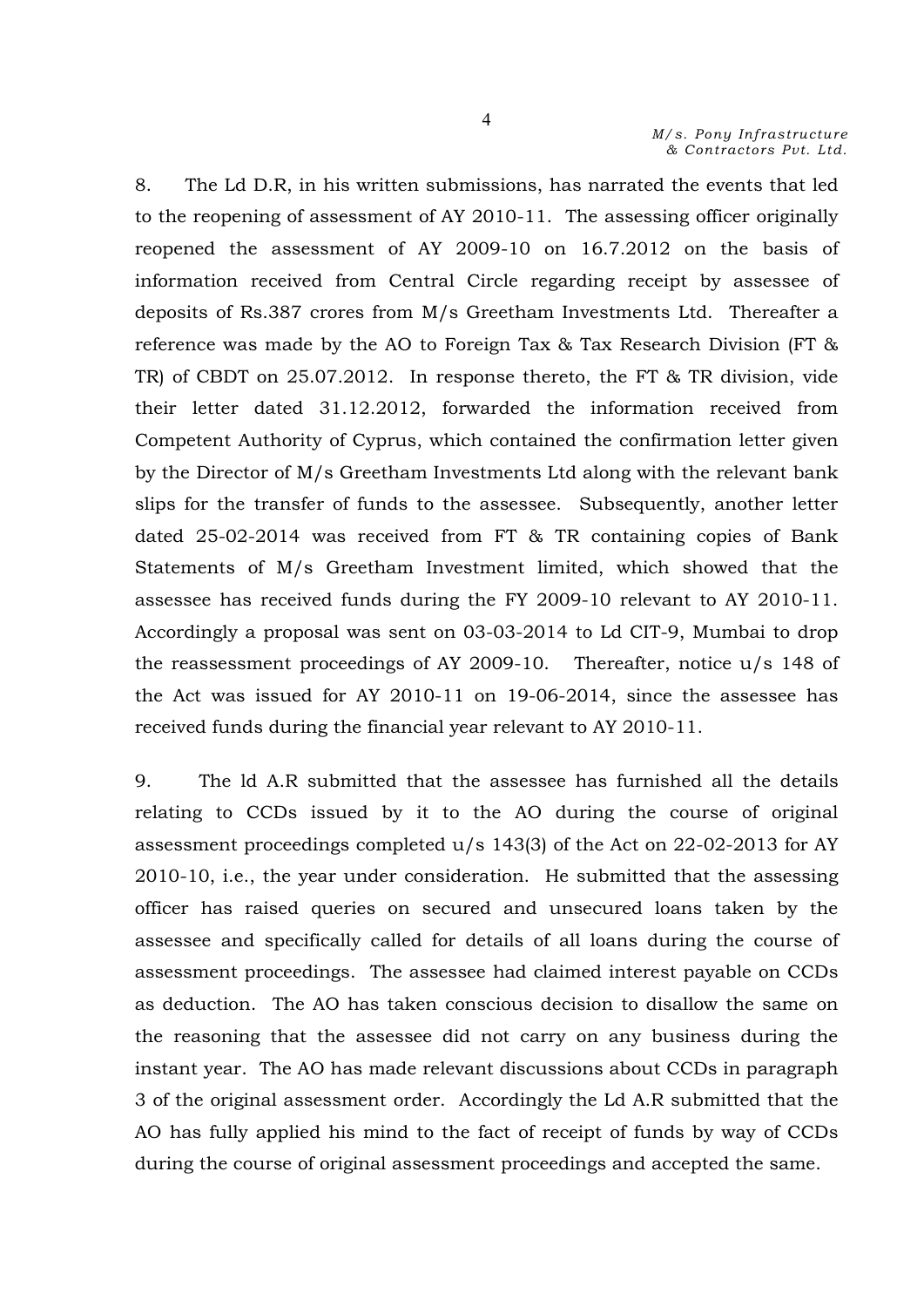8. The Ld D.R, in his written submissions, has narrated the events that led to the reopening of assessment of AY 2010-11. The assessing officer originally reopened the assessment of AY 2009-10 on 16.7.2012 on the basis of information received from Central Circle regarding receipt by assessee of deposits of Rs.387 crores from M/s Greetham Investments Ltd. Thereafter a reference was made by the AO to Foreign Tax & Tax Research Division (FT & TR) of CBDT on 25.07.2012. In response thereto, the FT & TR division, vide their letter dated 31.12.2012, forwarded the information received from Competent Authority of Cyprus, which contained the confirmation letter given by the Director of M/s Greetham Investments Ltd along with the relevant bank slips for the transfer of funds to the assessee. Subsequently, another letter dated 25-02-2014 was received from FT & TR containing copies of Bank Statements of M/s Greetham Investment limited, which showed that the assessee has received funds during the FY 2009-10 relevant to AY 2010-11. Accordingly a proposal was sent on 03-03-2014 to Ld CIT-9, Mumbai to drop the reassessment proceedings of AY 2009-10. Thereafter, notice u/s 148 of the Act was issued for AY 2010-11 on 19-06-2014, since the assessee has received funds during the financial year relevant to AY 2010-11.

9. The ld A.R submitted that the assessee has furnished all the details relating to CCDs issued by it to the AO during the course of original assessment proceedings completed u/s 143(3) of the Act on 22-02-2013 for AY 2010-10, i.e., the year under consideration. He submitted that the assessing officer has raised queries on secured and unsecured loans taken by the assessee and specifically called for details of all loans during the course of assessment proceedings. The assessee had claimed interest payable on CCDs as deduction. The AO has taken conscious decision to disallow the same on the reasoning that the assessee did not carry on any business during the instant year. The AO has made relevant discussions about CCDs in paragraph 3 of the original assessment order. Accordingly the Ld A.R submitted that the AO has fully applied his mind to the fact of receipt of funds by way of CCDs during the course of original assessment proceedings and accepted the same.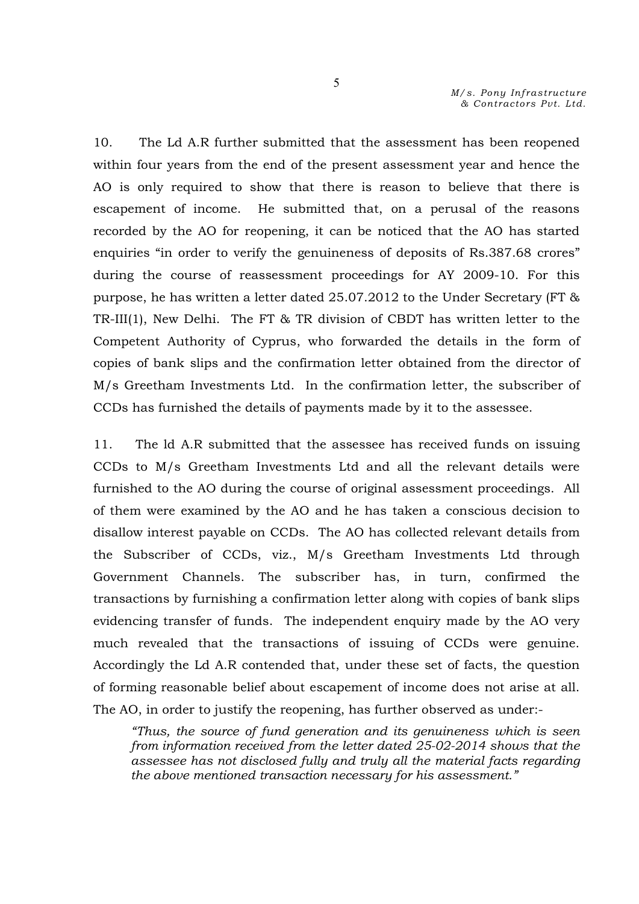10. The Ld A.R further submitted that the assessment has been reopened within four years from the end of the present assessment year and hence the AO is only required to show that there is reason to believe that there is escapement of income. He submitted that, on a perusal of the reasons recorded by the AO for reopening, it can be noticed that the AO has started enquiries "in order to verify the genuineness of deposits of Rs.387.68 crores" during the course of reassessment proceedings for AY 2009-10. For this purpose, he has written a letter dated 25.07.2012 to the Under Secretary (FT & TR-III(1), New Delhi. The FT & TR division of CBDT has written letter to the Competent Authority of Cyprus, who forwarded the details in the form of copies of bank slips and the confirmation letter obtained from the director of M/s Greetham Investments Ltd. In the confirmation letter, the subscriber of CCDs has furnished the details of payments made by it to the assessee.

11. The ld A.R submitted that the assessee has received funds on issuing CCDs to M/s Greetham Investments Ltd and all the relevant details were furnished to the AO during the course of original assessment proceedings. All of them were examined by the AO and he has taken a conscious decision to disallow interest payable on CCDs. The AO has collected relevant details from the Subscriber of CCDs, viz., M/s Greetham Investments Ltd through Government Channels. The subscriber has, in turn, confirmed the transactions by furnishing a confirmation letter along with copies of bank slips evidencing transfer of funds. The independent enquiry made by the AO very much revealed that the transactions of issuing of CCDs were genuine. Accordingly the Ld A.R contended that, under these set of facts, the question of forming reasonable belief about escapement of income does not arise at all. The AO, in order to justify the reopening, has further observed as under:-

> *"Thus, the source of fund generation and its genuineness which is seen from information received from the letter dated 25-02-2014 shows that the assessee has not disclosed fully and truly all the material facts regarding the above mentioned transaction necessary for his assessment."*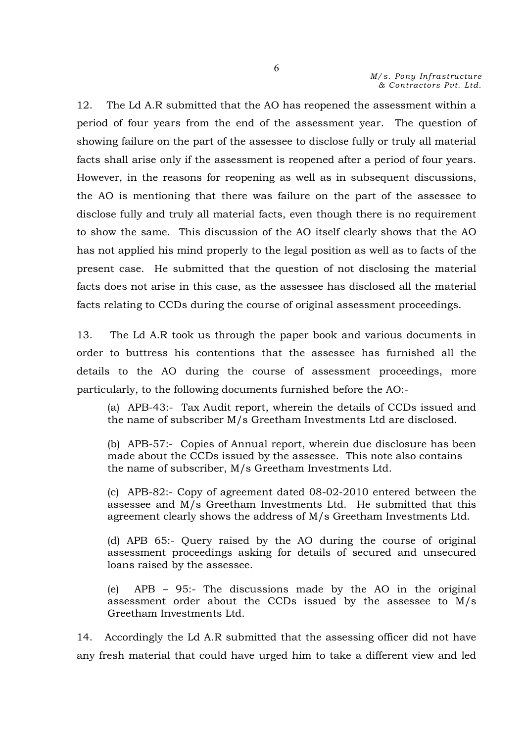12. The Ld A.R submitted that the AO has reopened the assessment within a period of four years from the end of the assessment year. The question of showing failure on the part of the assessee to disclose fully or truly all material facts shall arise only if the assessment is reopened after a period of four years. However, in the reasons for reopening as well as in subsequent discussions, the AO is mentioning that there was failure on the part of the assessee to disclose fully and truly all material facts, even though there is no requirement to show the same. This discussion of the AO itself clearly shows that the AO has not applied his mind properly to the legal position as well as to facts of the present case. He submitted that the question of not disclosing the material facts does not arise in this case, as the assessee has disclosed all the material facts relating to CCDs during the course of original assessment proceedings.

13. The Ld A.R took us through the paper book and various documents in order to buttress his contentions that the assessee has furnished all the details to the AO during the course of assessment proceedings, more particularly, to the following documents furnished before the AO:-

(a) APB-43:- Tax Audit report, wherein the details of CCDs issued and the name of subscriber M/s Greetham Investments Ltd are disclosed.

(b) APB-57:- Copies of Annual report, wherein due disclosure has been made about the CCDs issued by the assessee. This note also contains the name of subscriber, M/s Greetham Investments Ltd.

(c) APB-82:- Copy of agreement dated 08-02-2010 entered between the assessee and M/s Greetham Investments Ltd. He submitted that this agreement clearly shows the address of M/s Greetham Investments Ltd.

(d) APB 65:- Query raised by the AO during the course of original assessment proceedings asking for details of secured and unsecured loans raised by the assessee.

(e) APB – 95:- The discussions made by the AO in the original assessment order about the CCDs issued by the assessee to M/s Greetham Investments Ltd.

14. Accordingly the Ld A.R submitted that the assessing officer did not have any fresh material that could have urged him to take a different view and led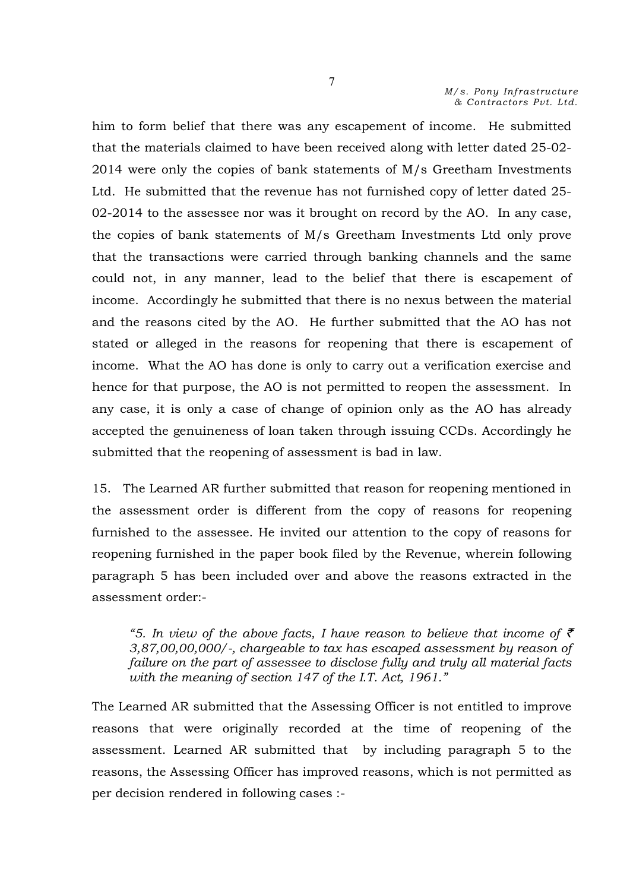him to form belief that there was any escapement of income. He submitted that the materials claimed to have been received along with letter dated 25-02-2014 were only the copies of bank statements of M/s Greetham Investments Ltd. He submitted that the revenue has not furnished copy of letter dated 25-02-2014 to the assessee nor was it brought on record by the AO. In any case, the copies of bank statements of M/s Greetham Investments Ltd only prove that the transactions were carried through banking channels and the same could not, in any manner, lead to the belief that there is escapement of income. Accordingly he submitted that there is no nexus between the material and the reasons cited by the AO. He further submitted that the AO has not stated or alleged in the reasons for reopening that there is escapement of income. What the AO has done is only to carry out a verification exercise and hence for that purpose, the AO is not permitted to reopen the assessment. In any case, it is only a case of change of opinion only as the AO has already accepted the genuineness of loan taken through issuing CCDs. Accordingly he submitted that the reopening of assessment is bad in law.

15. The Learned AR further submitted that reason for reopening mentioned in the assessment order is different from the copy of reasons for reopening furnished to the assessee. He invited our attention to the copy of reasons for reopening furnished in the paper book filed by the Revenue, wherein following paragraph 5 has been included over and above the reasons extracted in the assessment order:-

> *"5. In view of the above facts, I have reason to believe that income of ₹ 3,87,00,00,000/-, chargeable to tax has escaped assessment by reason of failure on the part of assessee to disclose fully and truly all material facts with the meaning of section 147 of the I.T. Act, 1961."*

The Learned AR submitted that the Assessing Officer is not entitled to improve reasons that were originally recorded at the time of reopening of the assessment. Learned AR submitted that by including paragraph 5 to the reasons, the Assessing Officer has improved reasons, which is not permitted as per decision rendered in following cases :-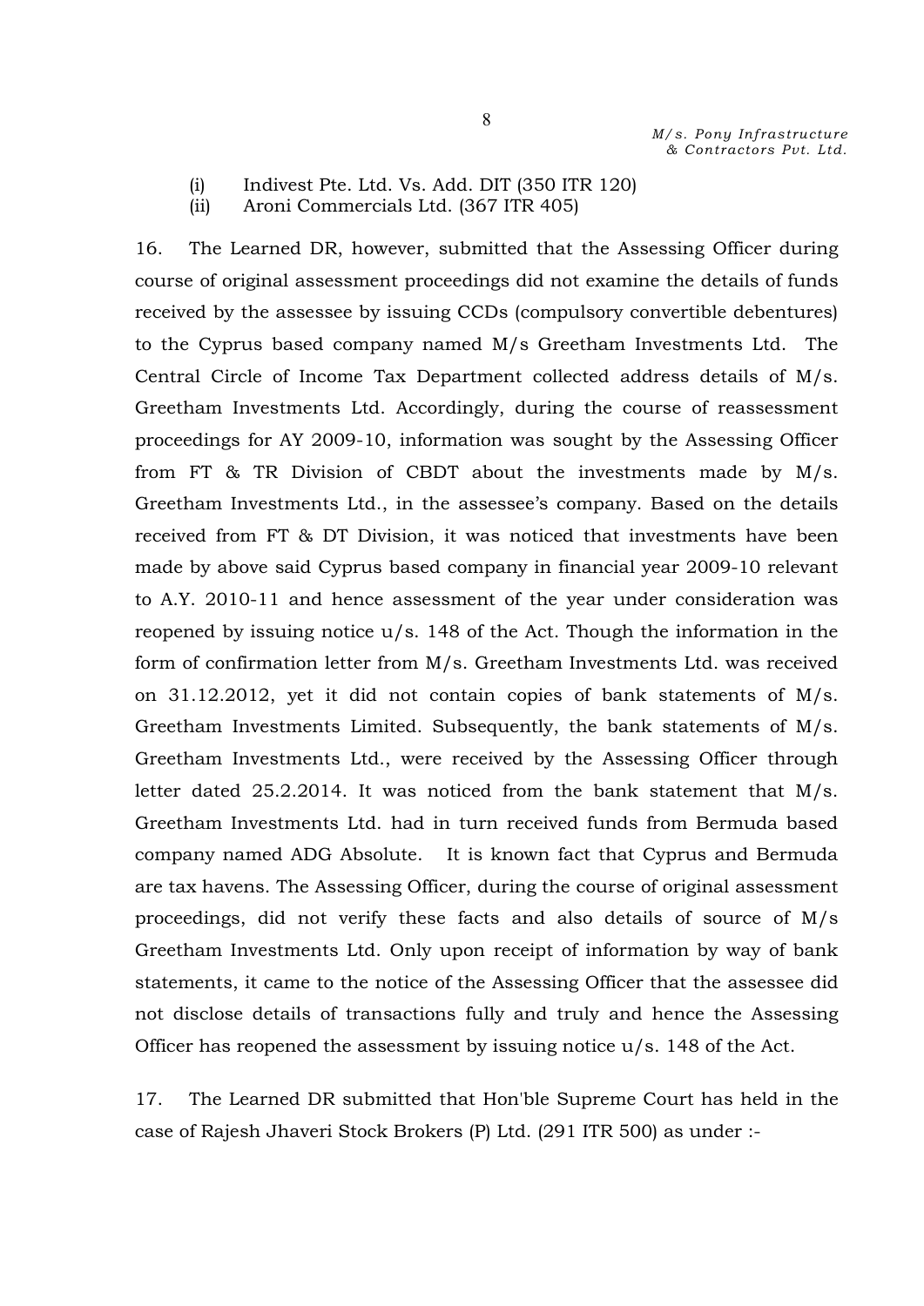(i) Indivest Pte. Ltd. Vs. Add. DIT (350 ITR 120)

(ii) Aroni Commercials Ltd. (367 ITR 405)

16. The Learned DR, however, submitted that the Assessing Officer during course of original assessment proceedings did not examine the details of funds received by the assessee by issuing CCDs (compulsory convertible debentures) to the Cyprus based company named M/s Greetham Investments Ltd. The Central Circle of Income Tax Department collected address details of M/s. Greetham Investments Ltd. Accordingly, during the course of reassessment proceedings for AY 2009-10, information was sought by the Assessing Officer from FT & TR Division of CBDT about the investments made by M/s. Greetham Investments Ltd., in the assessee's company. Based on the details received from FT & DT Division, it was noticed that investments have been made by above said Cyprus based company in financial year 2009-10 relevant to A.Y. 2010-11 and hence assessment of the year under consideration was reopened by issuing notice u/s. 148 of the Act. Though the information in the form of confirmation letter from M/s. Greetham Investments Ltd. was received on 31.12.2012, yet it did not contain copies of bank statements of M/s. Greetham Investments Limited. Subsequently, the bank statements of M/s. Greetham Investments Ltd., were received by the Assessing Officer through letter dated 25.2.2014. It was noticed from the bank statement that M/s. Greetham Investments Ltd. had in turn received funds from Bermuda based company named ADG Absolute. It is known fact that Cyprus and Bermuda are tax havens. The Assessing Officer, during the course of original assessment proceedings, did not verify these facts and also details of source of M/s Greetham Investments Ltd. Only upon receipt of information by way of bank statements, it came to the notice of the Assessing Officer that the assessee did not disclose details of transactions fully and truly and hence the Assessing Officer has reopened the assessment by issuing notice u/s. 148 of the Act.

17. The Learned DR submitted that Hon'ble Supreme Court has held in the case of Rajesh Jhaveri Stock Brokers (P) Ltd. (291 ITR 500) as under :-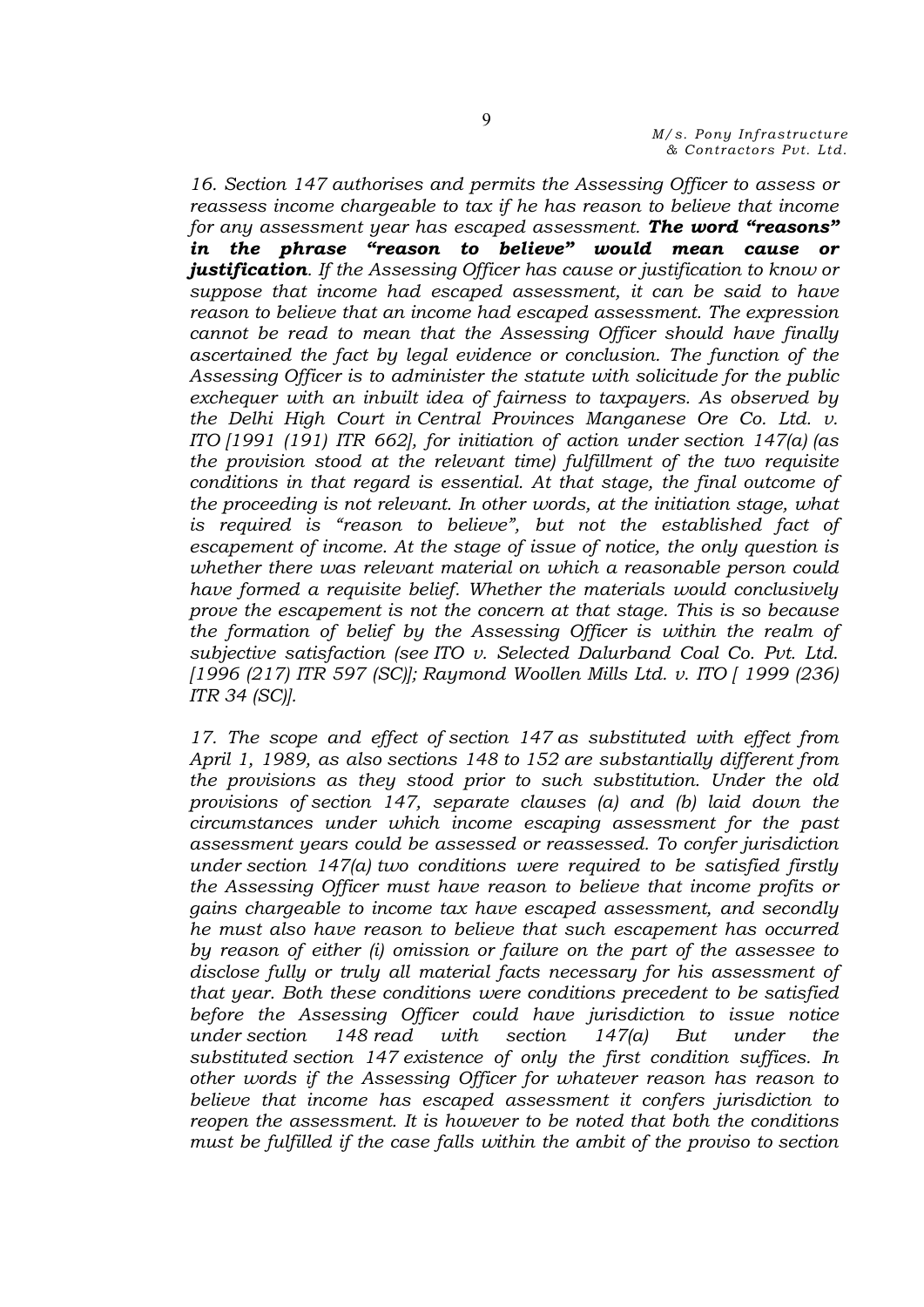*16. Section 147 authorises and permits the Assessing Officer to assess or reassess income chargeable to tax if he has reason to believe that income for any assessment year has escaped assessment.* ***The word "reasons" in the phrase "reason to believe" would mean cause or justification****. If the Assessing Officer has cause or justification to know or suppose that income had escaped assessment, it can be said to have reason to believe that an income had escaped assessment. The expression cannot be read to mean that the Assessing Officer should have finally ascertained the fact by legal evidence or conclusion. The function of the Assessing Officer is to administer the statute with solicitude for the public exchequer with an inbuilt idea of fairness to taxpayers. As observed by the Delhi High Court in Central Provinces Manganese Ore Co. Ltd. v. ITO [1991 (191) ITR 662], for initiation of action under section 147(a) (as the provision stood at the relevant time) fulfillment of the two requisite conditions in that regard is essential. At that stage, the final outcome of the proceeding is not relevant. In other words, at the initiation stage, what is required is "reason to believe", but not the established fact of escapement of income. At the stage of issue of notice, the only question is whether there was relevant material on which a reasonable person could have formed a requisite belief. Whether the materials would conclusively prove the escapement is not the concern at that stage. This is so because the formation of belief by the Assessing Officer is within the realm of subjective satisfaction (see ITO v. Selected Dalurband Coal Co. Pvt. Ltd. [1996 (217) ITR 597 (SC)]; Raymond Woollen Mills Ltd. v. ITO [ 1999 (236) ITR 34 (SC)].*

*17. The scope and effect of section 147 as substituted with effect from April 1, 1989, as also sections 148 to 152 are substantially different from the provisions as they stood prior to such substitution. Under the old provisions of section 147, separate clauses (a) and (b) laid down the circumstances under which income escaping assessment for the past assessment years could be assessed or reassessed. To confer jurisdiction under section 147(a) two conditions were required to be satisfied firstly the Assessing Officer must have reason to believe that income profits or gains chargeable to income tax have escaped assessment, and secondly he must also have reason to believe that such escapement has occurred by reason of either (i) omission or failure on the part of the assessee to disclose fully or truly all material facts necessary for his assessment of that year. Both these conditions were conditions precedent to be satisfied before the Assessing Officer could have jurisdiction to issue notice under section 148 read with section 147(a) But under the substituted section 147 existence of only the first condition suffices. In other words if the Assessing Officer for whatever reason has reason to believe that income has escaped assessment it confers jurisdiction to reopen the assessment. It is however to be noted that both the conditions must be fulfilled if the case falls within the ambit of the proviso to section*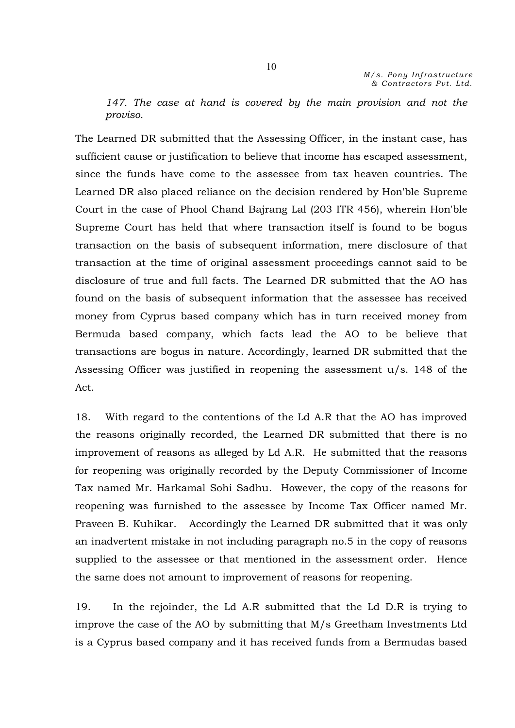*147. The case at hand is covered by the main provision and not the proviso.*

The Learned DR submitted that the Assessing Officer, in the instant case, has sufficient cause or justification to believe that income has escaped assessment, since the funds have come to the assessee from tax heaven countries. The Learned DR also placed reliance on the decision rendered by Hon'ble Supreme Court in the case of Phool Chand Bajrang Lal (203 ITR 456), wherein Hon'ble Supreme Court has held that where transaction itself is found to be bogus transaction on the basis of subsequent information, mere disclosure of that transaction at the time of original assessment proceedings cannot said to be disclosure of true and full facts. The Learned DR submitted that the AO has found on the basis of subsequent information that the assessee has received money from Cyprus based company which has in turn received money from Bermuda based company, which facts lead the AO to be believe that transactions are bogus in nature. Accordingly, learned DR submitted that the Assessing Officer was justified in reopening the assessment u/s. 148 of the Act.

18. With regard to the contentions of the Ld A.R that the AO has improved the reasons originally recorded, the Learned DR submitted that there is no improvement of reasons as alleged by Ld A.R. He submitted that the reasons for reopening was originally recorded by the Deputy Commissioner of Income Tax named Mr. Harkamal Sohi Sadhu. However, the copy of the reasons for reopening was furnished to the assessee by Income Tax Officer named Mr. Praveen B. Kuhikar. Accordingly the Learned DR submitted that it was only an inadvertent mistake in not including paragraph no.5 in the copy of reasons supplied to the assessee or that mentioned in the assessment order. Hence the same does not amount to improvement of reasons for reopening.

19. In the rejoinder, the Ld A.R submitted that the Ld D.R is trying to improve the case of the AO by submitting that M/s Greetham Investments Ltd is a Cyprus based company and it has received funds from a Bermudas based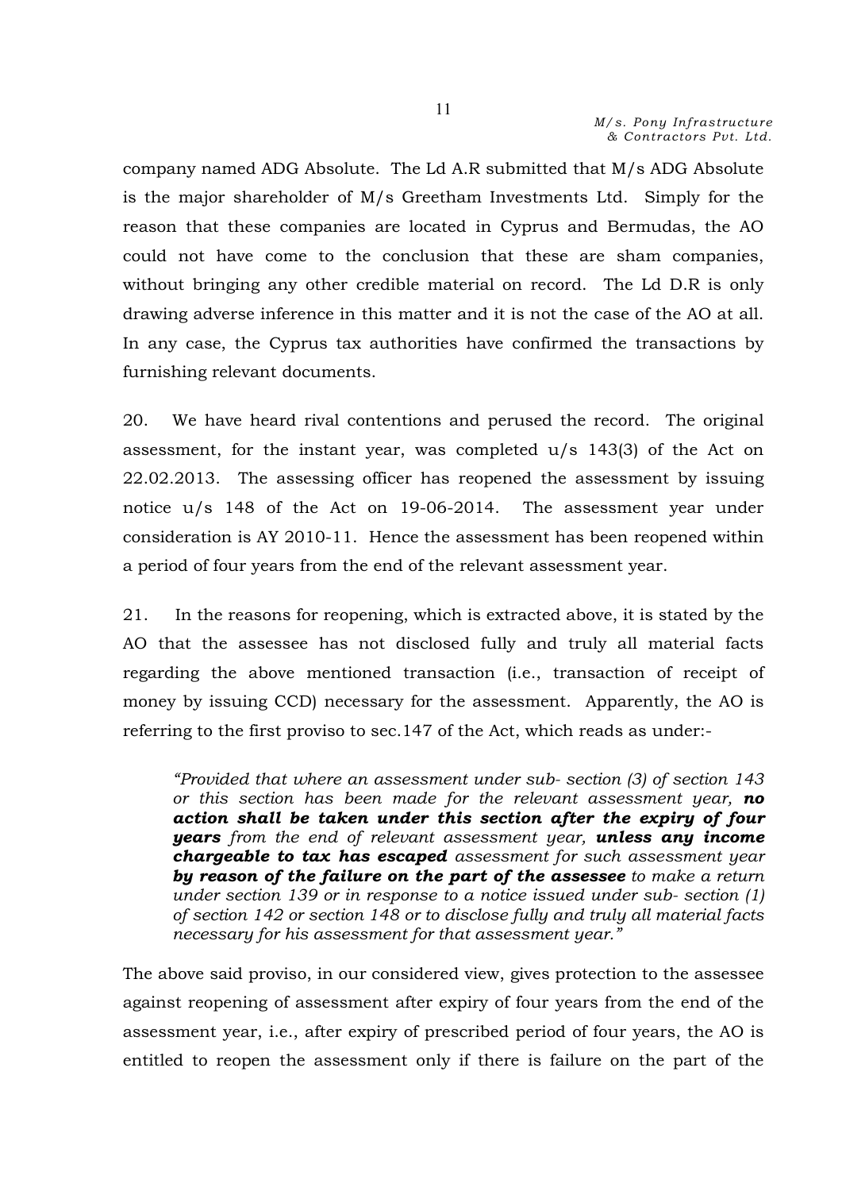company named ADG Absolute. The Ld A.R submitted that M/s ADG Absolute is the major shareholder of M/s Greetham Investments Ltd. Simply for the reason that these companies are located in Cyprus and Bermudas, the AO could not have come to the conclusion that these are sham companies, without bringing any other credible material on record. The Ld D.R is only drawing adverse inference in this matter and it is not the case of the AO at all. In any case, the Cyprus tax authorities have confirmed the transactions by furnishing relevant documents.

20. We have heard rival contentions and perused the record. The original assessment, for the instant year, was completed u/s 143(3) of the Act on 22.02.2013. The assessing officer has reopened the assessment by issuing notice u/s 148 of the Act on 19-06-2014. The assessment year under consideration is AY 2010-11. Hence the assessment has been reopened within a period of four years from the end of the relevant assessment year.

21. In the reasons for reopening, which is extracted above, it is stated by the AO that the assessee has not disclosed fully and truly all material facts regarding the above mentioned transaction (i.e., transaction of receipt of money by issuing CCD) necessary for the assessment. Apparently, the AO is referring to the first proviso to sec.147 of the Act, which reads as under:-

> *"Provided that where an assessment under sub- section (3) of section 143 or this section has been made for the relevant assessment year,* ***no action shall be taken under this section after the expiry of four years*** *from the end of relevant assessment year,* ***unless any income chargeable to tax has escaped*** *assessment for such assessment year* ***by reason of the failure on the part of the assessee*** *to make a return under section 139 or in response to a notice issued under sub- section (1) of section 142 or section 148 or to disclose fully and truly all material facts necessary for his assessment for that assessment year."*

The above said proviso, in our considered view, gives protection to the assessee against reopening of assessment after expiry of four years from the end of the assessment year, i.e., after expiry of prescribed period of four years, the AO is entitled to reopen the assessment only if there is failure on the part of the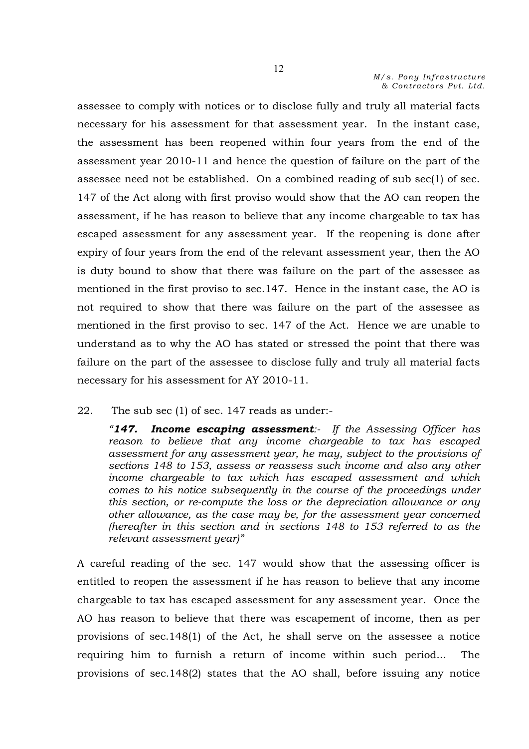assessee to comply with notices or to disclose fully and truly all material facts necessary for his assessment for that assessment year. In the instant case, the assessment has been reopened within four years from the end of the assessment year 2010-11 and hence the question of failure on the part of the assessee need not be established. On a combined reading of sub sec(1) of sec. 147 of the Act along with first proviso would show that the AO can reopen the assessment, if he has reason to believe that any income chargeable to tax has escaped assessment for any assessment year. If the reopening is done after expiry of four years from the end of the relevant assessment year, then the AO is duty bound to show that there was failure on the part of the assessee as mentioned in the first proviso to sec.147. Hence in the instant case, the AO is not required to show that there was failure on the part of the assessee as mentioned in the first proviso to sec. 147 of the Act. Hence we are unable to understand as to why the AO has stated or stressed the point that there was failure on the part of the assessee to disclose fully and truly all material facts necessary for his assessment for AY 2010-11.

22. The sub sec (1) of sec. 147 reads as under:-

> *"**147. Income escaping assessment**:- If the Assessing Officer has reason to believe that any income chargeable to tax has escaped assessment for any assessment year, he may, subject to the provisions of sections 148 to 153, assess or reassess such income and also any other income chargeable to tax which has escaped assessment and which comes to his notice subsequently in the course of the proceedings under this section, or re-compute the loss or the depreciation allowance or any other allowance, as the case may be, for the assessment year concerned (hereafter in this section and in sections 148 to 153 referred to as the relevant assessment year)"*

A careful reading of the sec. 147 would show that the assessing officer is entitled to reopen the assessment if he has reason to believe that any income chargeable to tax has escaped assessment for any assessment year. Once the AO has reason to believe that there was escapement of income, then as per provisions of sec.148(1) of the Act, he shall serve on the assessee a notice requiring him to furnish a return of income within such period... The provisions of sec.148(2) states that the AO shall, before issuing any notice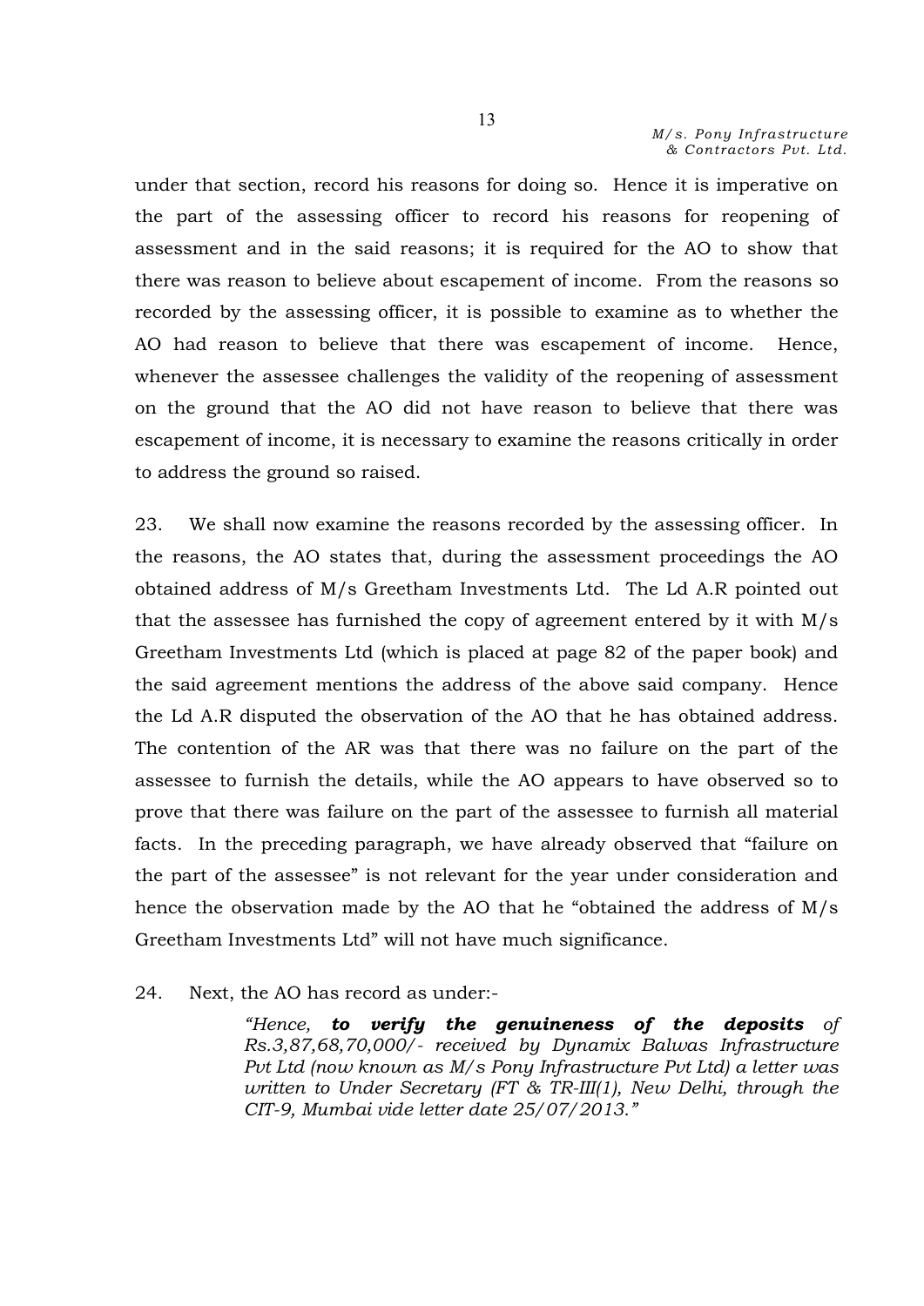under that section, record his reasons for doing so. Hence it is imperative on the part of the assessing officer to record his reasons for reopening of assessment and in the said reasons; it is required for the AO to show that there was reason to believe about escapement of income. From the reasons so recorded by the assessing officer, it is possible to examine as to whether the AO had reason to believe that there was escapement of income. Hence, whenever the assessee challenges the validity of the reopening of assessment on the ground that the AO did not have reason to believe that there was escapement of income, it is necessary to examine the reasons critically in order to address the ground so raised.

23. We shall now examine the reasons recorded by the assessing officer. In the reasons, the AO states that, during the assessment proceedings the AO obtained address of M/s Greetham Investments Ltd. The Ld A.R pointed out that the assessee has furnished the copy of agreement entered by it with M/s Greetham Investments Ltd (which is placed at page 82 of the paper book) and the said agreement mentions the address of the above said company. Hence the Ld A.R disputed the observation of the AO that he has obtained address. The contention of the AR was that there was no failure on the part of the assessee to furnish the details, while the AO appears to have observed so to prove that there was failure on the part of the assessee to furnish all material facts. In the preceding paragraph, we have already observed that "failure on the part of the assessee" is not relevant for the year under consideration and hence the observation made by the AO that he "obtained the address of M/s Greetham Investments Ltd" will not have much significance.

24. Next, the AO has record as under:-

> *"Hence, **to verify the genuineness of the deposits** of Rs.3,87,68,70,000/- received by Dynamix Balwas Infrastructure Pvt Ltd (now known as M/s Pony Infrastructure Pvt Ltd) a letter was written to Under Secretary (FT & TR-III(1), New Delhi, through the CIT-9, Mumbai vide letter date 25/07/2013."*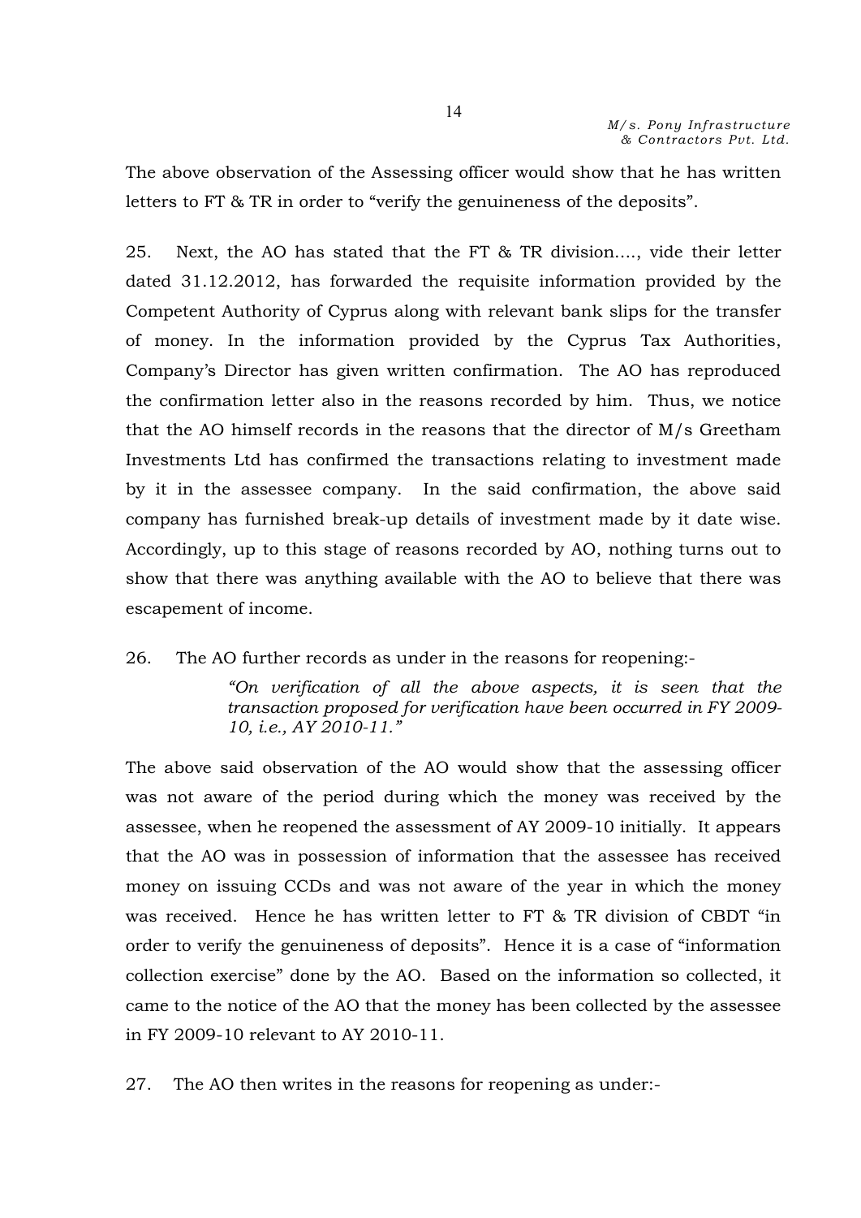The above observation of the Assessing officer would show that he has written letters to FT & TR in order to "verify the genuineness of the deposits".

25. Next, the AO has stated that the FT & TR division…., vide their letter dated 31.12.2012, has forwarded the requisite information provided by the Competent Authority of Cyprus along with relevant bank slips for the transfer of money. In the information provided by the Cyprus Tax Authorities, Company's Director has given written confirmation. The AO has reproduced the confirmation letter also in the reasons recorded by him. Thus, we notice that the AO himself records in the reasons that the director of M/s Greetham Investments Ltd has confirmed the transactions relating to investment made by it in the assessee company. In the said confirmation, the above said company has furnished break-up details of investment made by it date wise. Accordingly, up to this stage of reasons recorded by AO, nothing turns out to show that there was anything available with the AO to believe that there was escapement of income.

26. The AO further records as under in the reasons for reopening:-

> *"On verification of all the above aspects, it is seen that the transaction proposed for verification have been occurred in FY 2009-10, i.e., AY 2010-11."*

The above said observation of the AO would show that the assessing officer was not aware of the period during which the money was received by the assessee, when he reopened the assessment of AY 2009-10 initially. It appears that the AO was in possession of information that the assessee has received money on issuing CCDs and was not aware of the year in which the money was received. Hence he has written letter to FT & TR division of CBDT "in order to verify the genuineness of deposits". Hence it is a case of "information collection exercise" done by the AO. Based on the information so collected, it came to the notice of the AO that the money has been collected by the assessee in FY 2009-10 relevant to AY 2010-11.

27. The AO then writes in the reasons for reopening as under:-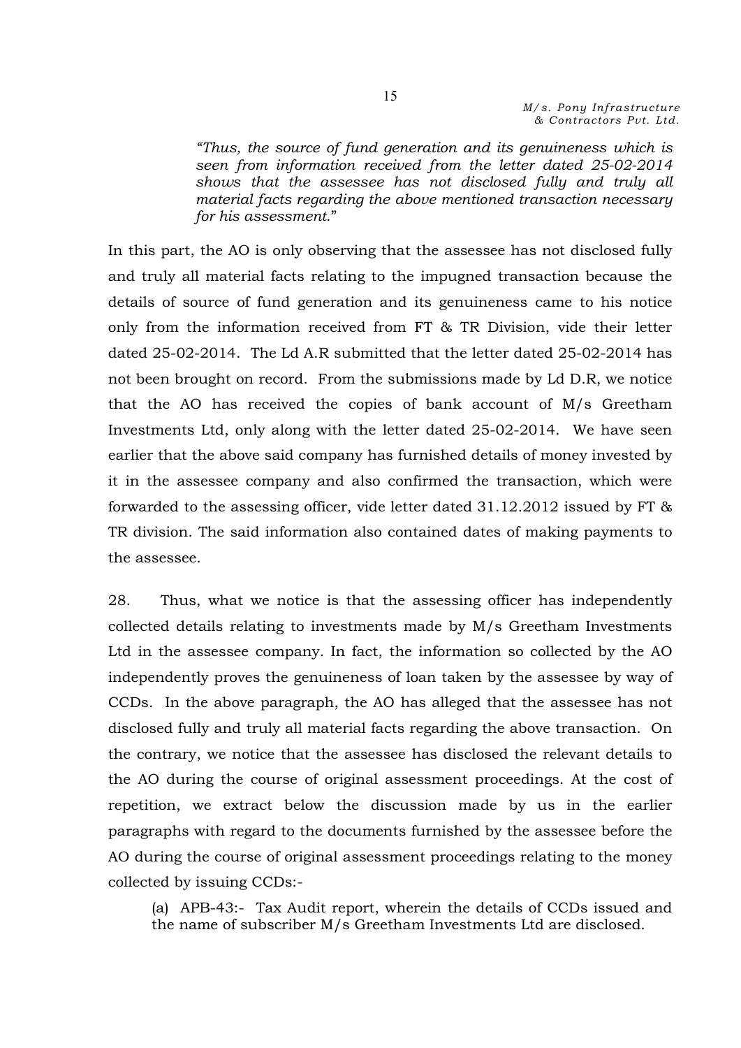> *"Thus, the source of fund generation and its genuineness which is seen from information received from the letter dated 25-02-2014 shows that the assessee has not disclosed fully and truly all material facts regarding the above mentioned transaction necessary for his assessment."*

In this part, the AO is only observing that the assessee has not disclosed fully and truly all material facts relating to the impugned transaction because the details of source of fund generation and its genuineness came to his notice only from the information received from FT & TR Division, vide their letter dated 25-02-2014. The Ld A.R submitted that the letter dated 25-02-2014 has not been brought on record. From the submissions made by Ld D.R, we notice that the AO has received the copies of bank account of M/s Greetham Investments Ltd, only along with the letter dated 25-02-2014. We have seen earlier that the above said company has furnished details of money invested by it in the assessee company and also confirmed the transaction, which were forwarded to the assessing officer, vide letter dated 31.12.2012 issued by FT & TR division. The said information also contained dates of making payments to the assessee.

28. Thus, what we notice is that the assessing officer has independently collected details relating to investments made by M/s Greetham Investments Ltd in the assessee company. In fact, the information so collected by the AO independently proves the genuineness of loan taken by the assessee by way of CCDs. In the above paragraph, the AO has alleged that the assessee has not disclosed fully and truly all material facts regarding the above transaction. On the contrary, we notice that the assessee has disclosed the relevant details to the AO during the course of original assessment proceedings. At the cost of repetition, we extract below the discussion made by us in the earlier paragraphs with regard to the documents furnished by the assessee before the AO during the course of original assessment proceedings relating to the money collected by issuing CCDs:-

> (a) APB-43:- Tax Audit report, wherein the details of CCDs issued and the name of subscriber M/s Greetham Investments Ltd are disclosed.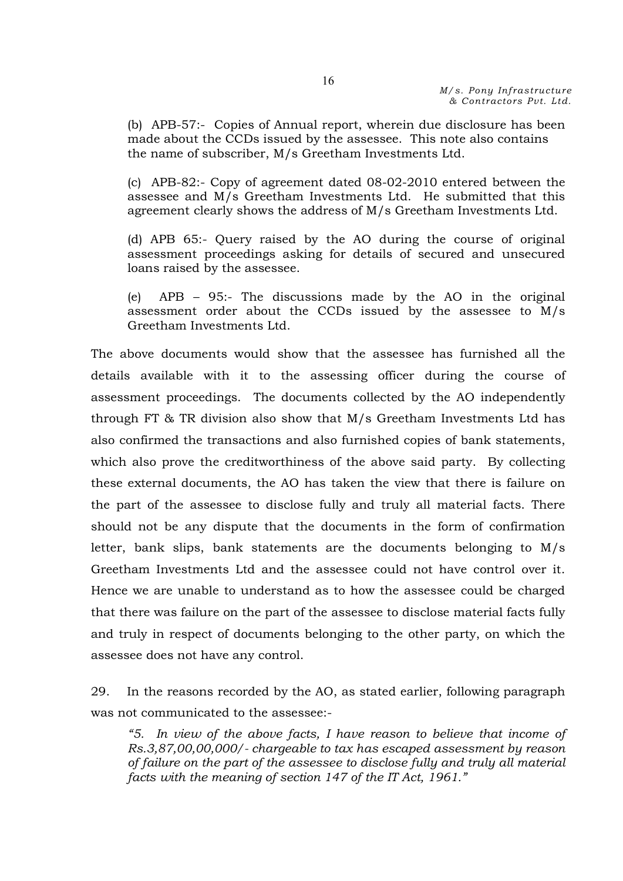(b) APB-57:- Copies of Annual report, wherein due disclosure has been made about the CCDs issued by the assessee. This note also contains the name of subscriber, M/s Greetham Investments Ltd.

(c) APB-82:- Copy of agreement dated 08-02-2010 entered between the assessee and M/s Greetham Investments Ltd. He submitted that this agreement clearly shows the address of M/s Greetham Investments Ltd.

(d) APB 65:- Query raised by the AO during the course of original assessment proceedings asking for details of secured and unsecured loans raised by the assessee.

(e) APB – 95:- The discussions made by the AO in the original assessment order about the CCDs issued by the assessee to M/s Greetham Investments Ltd.

The above documents would show that the assessee has furnished all the details available with it to the assessing officer during the course of assessment proceedings. The documents collected by the AO independently through FT & TR division also show that M/s Greetham Investments Ltd has also confirmed the transactions and also furnished copies of bank statements, which also prove the creditworthiness of the above said party. By collecting these external documents, the AO has taken the view that there is failure on the part of the assessee to disclose fully and truly all material facts. There should not be any dispute that the documents in the form of confirmation letter, bank slips, bank statements are the documents belonging to M/s Greetham Investments Ltd and the assessee could not have control over it. Hence we are unable to understand as to how the assessee could be charged that there was failure on the part of the assessee to disclose material facts fully and truly in respect of documents belonging to the other party, on which the assessee does not have any control.

29. In the reasons recorded by the AO, as stated earlier, following paragraph was not communicated to the assessee:-

> *"5. In view of the above facts, I have reason to believe that income of Rs.3,87,00,00,000/- chargeable to tax has escaped assessment by reason of failure on the part of the assessee to disclose fully and truly all material facts with the meaning of section 147 of the IT Act, 1961."*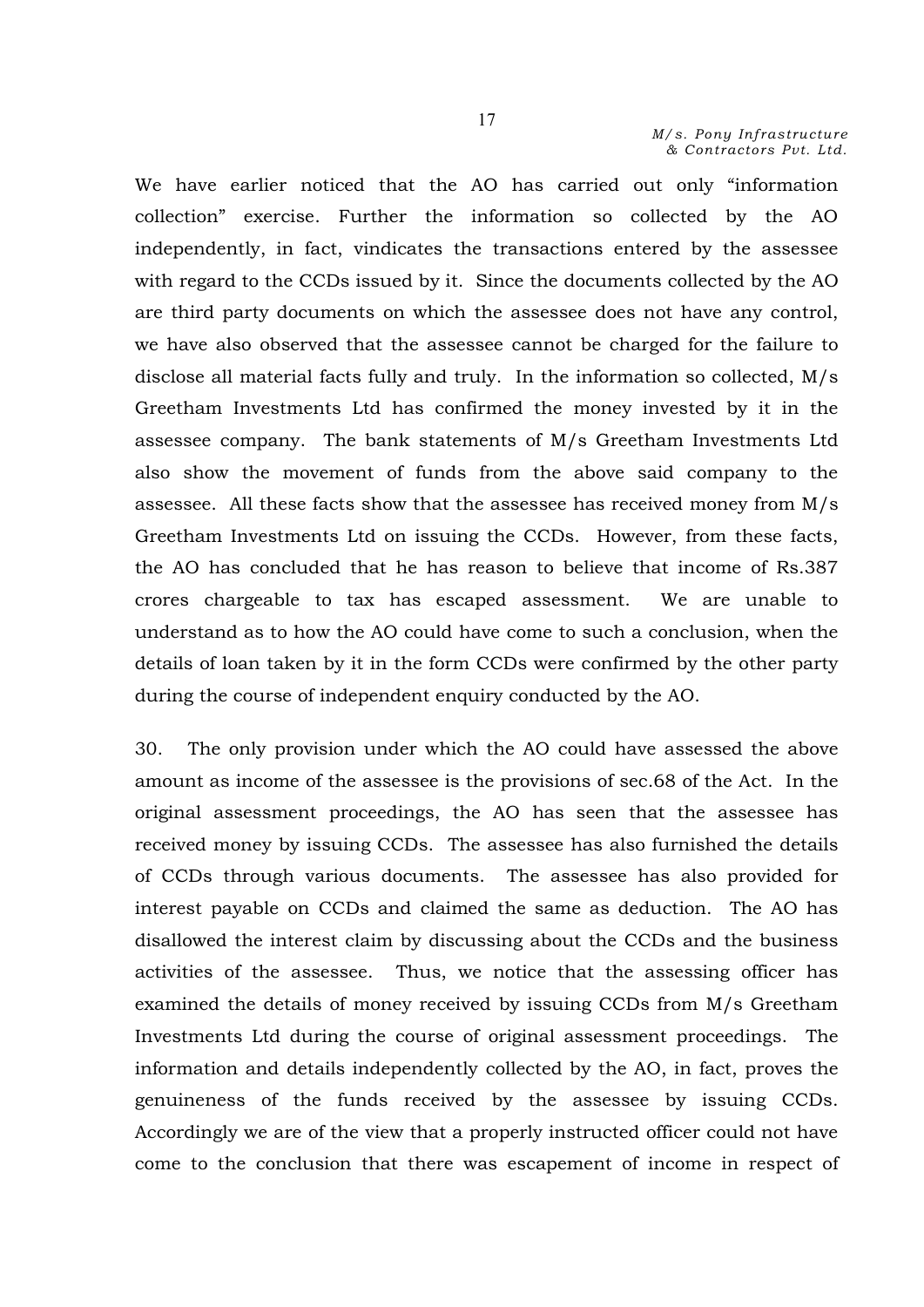We have earlier noticed that the AO has carried out only "information collection" exercise. Further the information so collected by the AO independently, in fact, vindicates the transactions entered by the assessee with regard to the CCDs issued by it. Since the documents collected by the AO are third party documents on which the assessee does not have any control, we have also observed that the assessee cannot be charged for the failure to disclose all material facts fully and truly. In the information so collected, M/s Greetham Investments Ltd has confirmed the money invested by it in the assessee company. The bank statements of M/s Greetham Investments Ltd also show the movement of funds from the above said company to the assessee. All these facts show that the assessee has received money from M/s Greetham Investments Ltd on issuing the CCDs. However, from these facts, the AO has concluded that he has reason to believe that income of Rs.387 crores chargeable to tax has escaped assessment. We are unable to understand as to how the AO could have come to such a conclusion, when the details of loan taken by it in the form CCDs were confirmed by the other party during the course of independent enquiry conducted by the AO.

30. The only provision under which the AO could have assessed the above amount as income of the assessee is the provisions of sec.68 of the Act. In the original assessment proceedings, the AO has seen that the assessee has received money by issuing CCDs. The assessee has also furnished the details of CCDs through various documents. The assessee has also provided for interest payable on CCDs and claimed the same as deduction. The AO has disallowed the interest claim by discussing about the CCDs and the business activities of the assessee. Thus, we notice that the assessing officer has examined the details of money received by issuing CCDs from M/s Greetham Investments Ltd during the course of original assessment proceedings. The information and details independently collected by the AO, in fact, proves the genuineness of the funds received by the assessee by issuing CCDs. Accordingly we are of the view that a properly instructed officer could not have come to the conclusion that there was escapement of income in respect of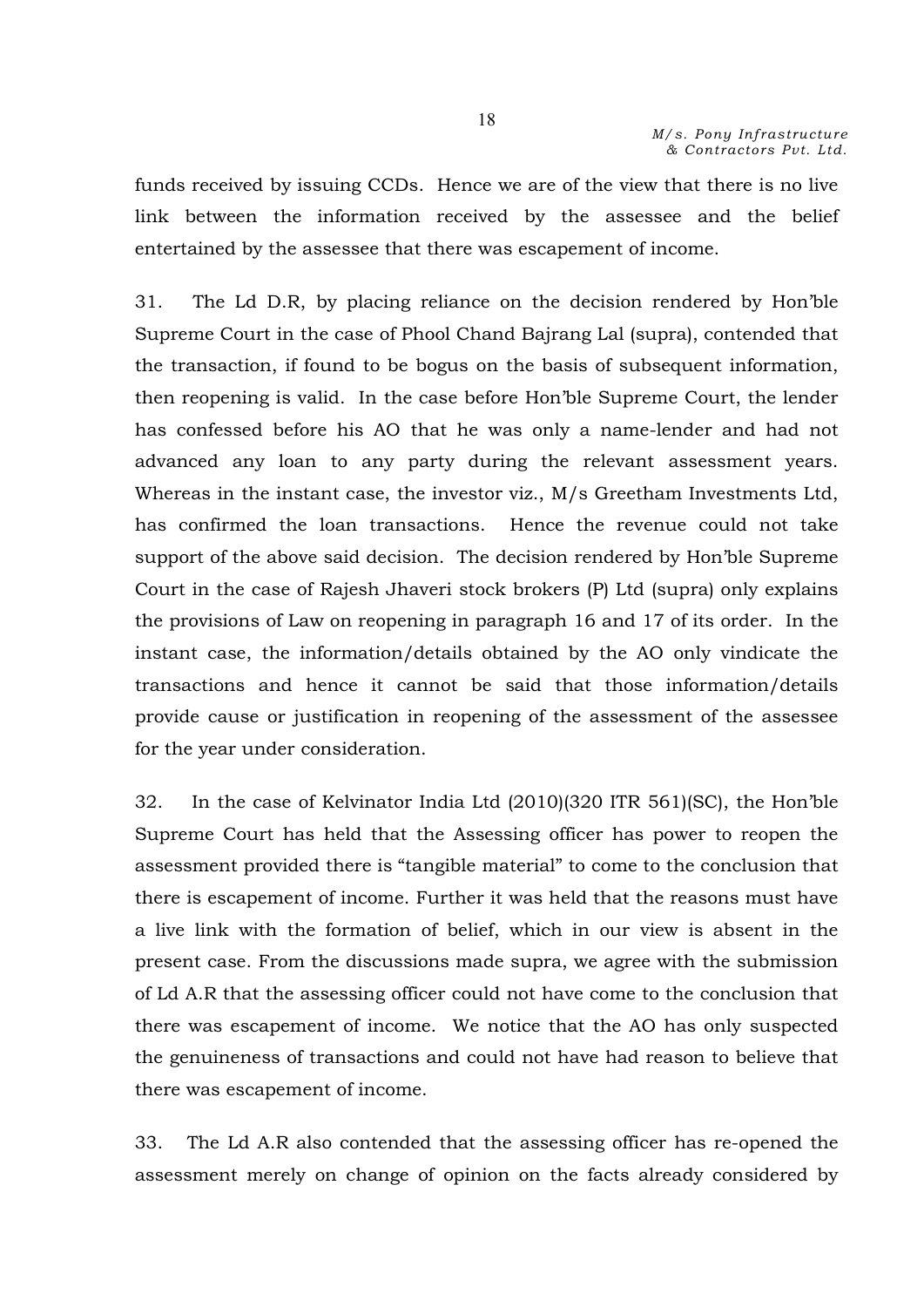funds received by issuing CCDs. Hence we are of the view that there is no live link between the information received by the assessee and the belief entertained by the assessee that there was escapement of income.

31. The Ld D.R, by placing reliance on the decision rendered by Hon'ble Supreme Court in the case of Phool Chand Bajrang Lal (supra), contended that the transaction, if found to be bogus on the basis of subsequent information, then reopening is valid. In the case before Hon'ble Supreme Court, the lender has confessed before his AO that he was only a name-lender and had not advanced any loan to any party during the relevant assessment years. Whereas in the instant case, the investor viz., M/s Greetham Investments Ltd, has confirmed the loan transactions. Hence the revenue could not take support of the above said decision. The decision rendered by Hon'ble Supreme Court in the case of Rajesh Jhaveri stock brokers (P) Ltd (supra) only explains the provisions of Law on reopening in paragraph 16 and 17 of its order. In the instant case, the information/details obtained by the AO only vindicate the transactions and hence it cannot be said that those information/details provide cause or justification in reopening of the assessment of the assessee for the year under consideration.

32. In the case of Kelvinator India Ltd (2010)(320 ITR 561)(SC), the Hon'ble Supreme Court has held that the Assessing officer has power to reopen the assessment provided there is "tangible material" to come to the conclusion that there is escapement of income. Further it was held that the reasons must have a live link with the formation of belief, which in our view is absent in the present case. From the discussions made supra, we agree with the submission of Ld A.R that the assessing officer could not have come to the conclusion that there was escapement of income. We notice that the AO has only suspected the genuineness of transactions and could not have had reason to believe that there was escapement of income.

33. The Ld A.R also contended that the assessing officer has re-opened the assessment merely on change of opinion on the facts already considered by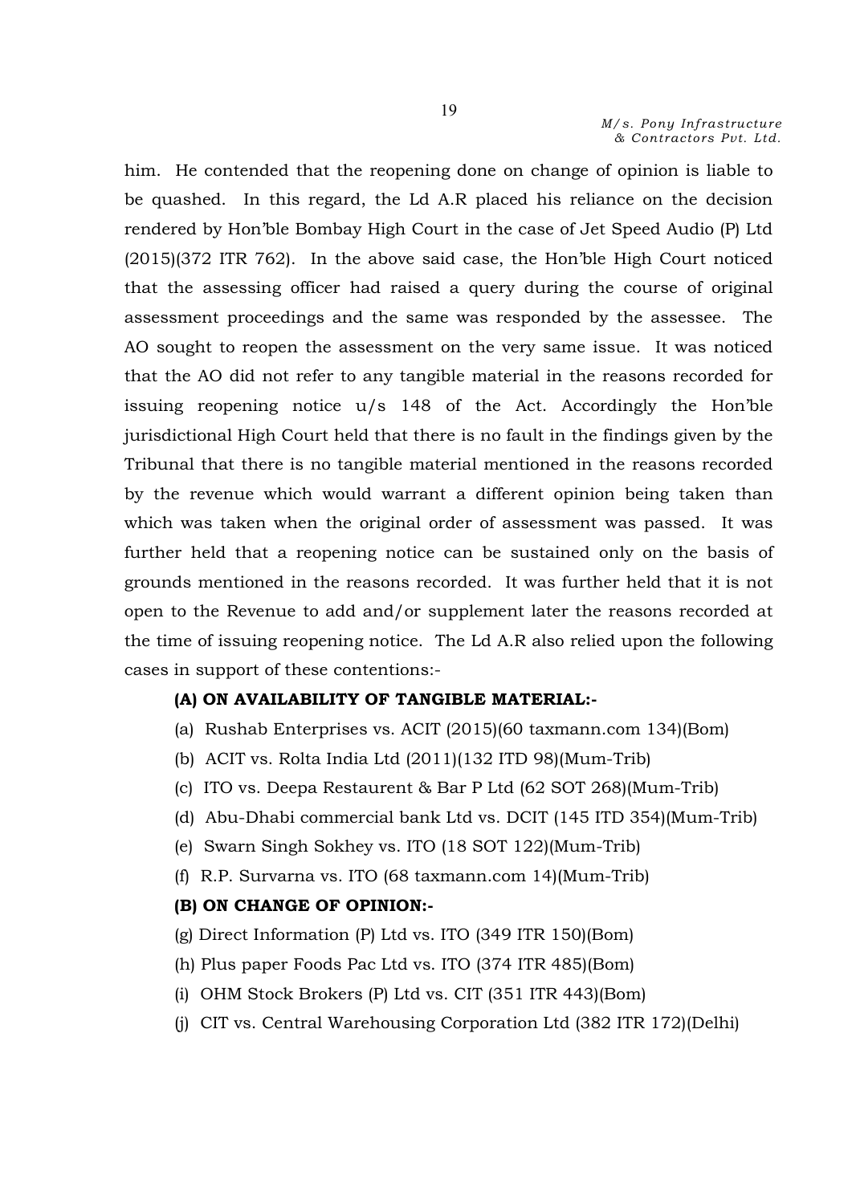him. He contended that the reopening done on change of opinion is liable to be quashed. In this regard, the Ld A.R placed his reliance on the decision rendered by Hon'ble Bombay High Court in the case of Jet Speed Audio (P) Ltd (2015)(372 ITR 762). In the above said case, the Hon'ble High Court noticed that the assessing officer had raised a query during the course of original assessment proceedings and the same was responded by the assessee. The AO sought to reopen the assessment on the very same issue. It was noticed that the AO did not refer to any tangible material in the reasons recorded for issuing reopening notice u/s 148 of the Act. Accordingly the Hon'ble jurisdictional High Court held that there is no fault in the findings given by the Tribunal that there is no tangible material mentioned in the reasons recorded by the revenue which would warrant a different opinion being taken than which was taken when the original order of assessment was passed. It was further held that a reopening notice can be sustained only on the basis of grounds mentioned in the reasons recorded. It was further held that it is not open to the Revenue to add and/or supplement later the reasons recorded at the time of issuing reopening notice. The Ld A.R also relied upon the following cases in support of these contentions:-

**(A) ON AVAILABILITY OF TANGIBLE MATERIAL:-**

(a) Rushab Enterprises vs. ACIT (2015)(60 taxmann.com 134)(Bom)

(b) ACIT vs. Rolta India Ltd (2011)(132 ITD 98)(Mum-Trib)

(c) ITO vs. Deepa Restaurent & Bar P Ltd (62 SOT 268)(Mum-Trib)

(d) Abu-Dhabi commercial bank Ltd vs. DCIT (145 ITD 354)(Mum-Trib)

(e) Swarn Singh Sokhey vs. ITO (18 SOT 122)(Mum-Trib)

(f) R.P. Survarna vs. ITO (68 taxmann.com 14)(Mum-Trib)

**(B) ON CHANGE OF OPINION:-**

(g) Direct Information (P) Ltd vs. ITO (349 ITR 150)(Bom)

(h) Plus paper Foods Pac Ltd vs. ITO (374 ITR 485)(Bom)

(i) OHM Stock Brokers (P) Ltd vs. CIT (351 ITR 443)(Bom)

(j) CIT vs. Central Warehousing Corporation Ltd (382 ITR 172)(Delhi)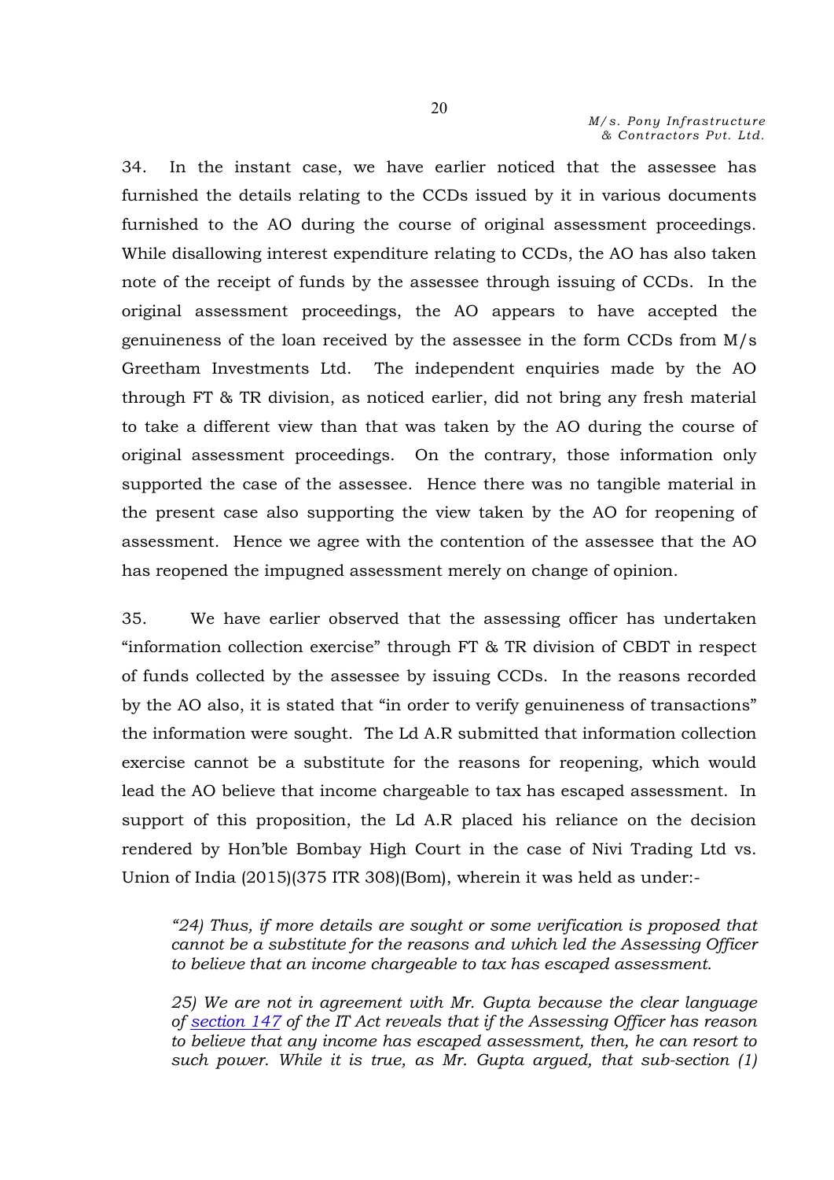34. In the instant case, we have earlier noticed that the assessee has furnished the details relating to the CCDs issued by it in various documents furnished to the AO during the course of original assessment proceedings. While disallowing interest expenditure relating to CCDs, the AO has also taken note of the receipt of funds by the assessee through issuing of CCDs. In the original assessment proceedings, the AO appears to have accepted the genuineness of the loan received by the assessee in the form CCDs from M/s Greetham Investments Ltd. The independent enquiries made by the AO through FT & TR division, as noticed earlier, did not bring any fresh material to take a different view than that was taken by the AO during the course of original assessment proceedings. On the contrary, those information only supported the case of the assessee. Hence there was no tangible material in the present case also supporting the view taken by the AO for reopening of assessment. Hence we agree with the contention of the assessee that the AO has reopened the impugned assessment merely on change of opinion.

35. We have earlier observed that the assessing officer has undertaken "information collection exercise" through FT & TR division of CBDT in respect of funds collected by the assessee by issuing CCDs. In the reasons recorded by the AO also, it is stated that "in order to verify genuineness of transactions" the information were sought. The Ld A.R submitted that information collection exercise cannot be a substitute for the reasons for reopening, which would lead the AO believe that income chargeable to tax has escaped assessment. In support of this proposition, the Ld A.R placed his reliance on the decision rendered by Hon'ble Bombay High Court in the case of Nivi Trading Ltd vs. Union of India (2015)(375 ITR 308)(Bom), wherein it was held as under:-

> *"24) Thus, if more details are sought or some verification is proposed that cannot be a substitute for the reasons and which led the Assessing Officer to believe that an income chargeable to tax has escaped assessment.*
>
> *25) We are not in agreement with Mr. Gupta because the clear language of section 147 of the IT Act reveals that if the Assessing Officer has reason to believe that any income has escaped assessment, then, he can resort to such power. While it is true, as Mr. Gupta argued, that sub-section (1)*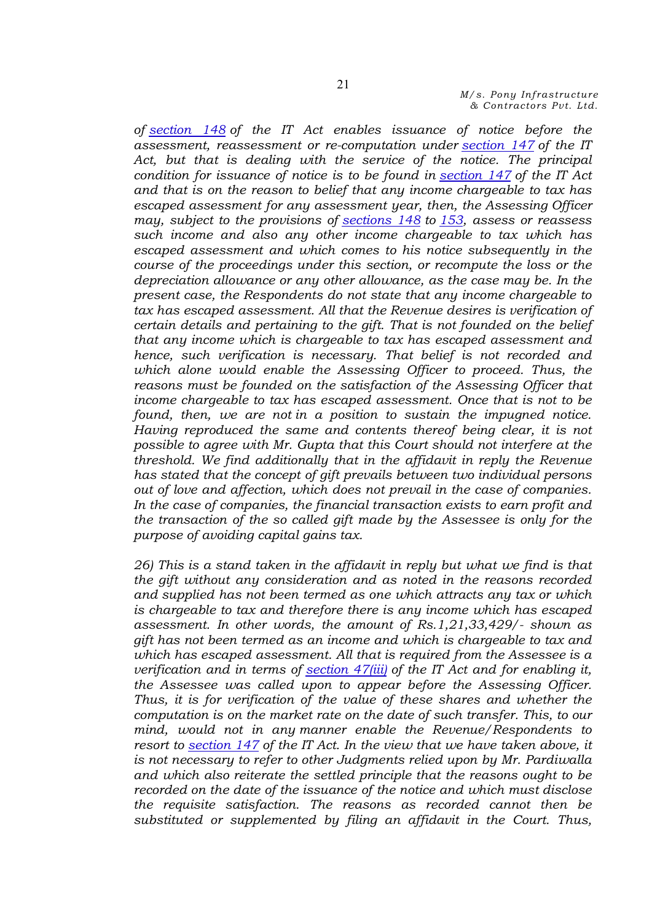*of section 148 of the IT Act enables issuance of notice before the assessment, reassessment or re-computation under section 147 of the IT Act, but that is dealing with the service of the notice. The principal condition for issuance of notice is to be found in section 147 of the IT Act and that is on the reason to belief that any income chargeable to tax has escaped assessment for any assessment year, then, the Assessing Officer may, subject to the provisions of sections 148 to 153, assess or reassess such income and also any other income chargeable to tax which has escaped assessment and which comes to his notice subsequently in the course of the proceedings under this section, or recompute the loss or the depreciation allowance or any other allowance, as the case may be. In the present case, the Respondents do not state that any income chargeable to tax has escaped assessment. All that the Revenue desires is verification of certain details and pertaining to the gift. That is not founded on the belief that any income which is chargeable to tax has escaped assessment and hence, such verification is necessary. That belief is not recorded and which alone would enable the Assessing Officer to proceed. Thus, the reasons must be founded on the satisfaction of the Assessing Officer that income chargeable to tax has escaped assessment. Once that is not to be found, then, we are not in a position to sustain the impugned notice. Having reproduced the same and contents thereof being clear, it is not possible to agree with Mr. Gupta that this Court should not interfere at the threshold. We find additionally that in the affidavit in reply the Revenue has stated that the concept of gift prevails between two individual persons out of love and affection, which does not prevail in the case of companies. In the case of companies, the financial transaction exists to earn profit and the transaction of the so called gift made by the Assessee is only for the purpose of avoiding capital gains tax.*

*26) This is a stand taken in the affidavit in reply but what we find is that the gift without any consideration and as noted in the reasons recorded and supplied has not been termed as one which attracts any tax or which is chargeable to tax and therefore there is any income which has escaped assessment. In other words, the amount of Rs.1,21,33,429/- shown as gift has not been termed as an income and which is chargeable to tax and which has escaped assessment. All that is required from the Assessee is a verification and in terms of section 47(iii) of the IT Act and for enabling it, the Assessee was called upon to appear before the Assessing Officer. Thus, it is for verification of the value of these shares and whether the computation is on the market rate on the date of such transfer. This, to our mind, would not in any manner enable the Revenue/Respondents to resort to section 147 of the IT Act. In the view that we have taken above, it is not necessary to refer to other Judgments relied upon by Mr. Pardiwalla and which also reiterate the settled principle that the reasons ought to be recorded on the date of the issuance of the notice and which must disclose the requisite satisfaction. The reasons as recorded cannot then be substituted or supplemented by filing an affidavit in the Court. Thus,*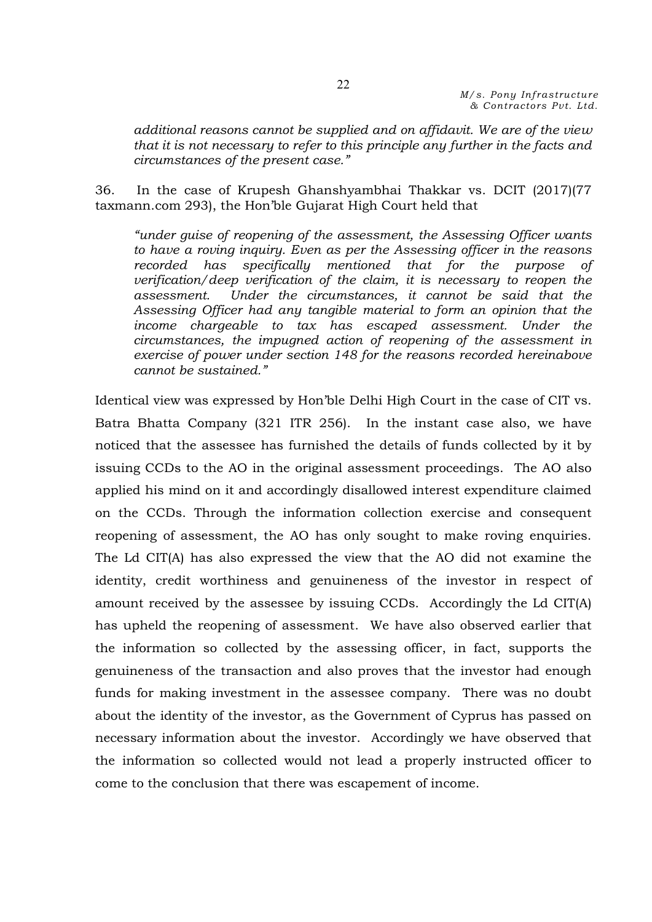*additional reasons cannot be supplied and on affidavit. We are of the view that it is not necessary to refer to this principle any further in the facts and circumstances of the present case."*

36. In the case of Krupesh Ghanshyambhai Thakkar vs. DCIT (2017)(77 taxmann.com 293), the Hon'ble Gujarat High Court held that

> *"under guise of reopening of the assessment, the Assessing Officer wants to have a roving inquiry. Even as per the Assessing officer in the reasons recorded has specifically mentioned that for the purpose of verification/deep verification of the claim, it is necessary to reopen the assessment. Under the circumstances, it cannot be said that the Assessing Officer had any tangible material to form an opinion that the income chargeable to tax has escaped assessment. Under the circumstances, the impugned action of reopening of the assessment in exercise of power under section 148 for the reasons recorded hereinabove cannot be sustained."*

Identical view was expressed by Hon'ble Delhi High Court in the case of CIT vs. Batra Bhatta Company (321 ITR 256). In the instant case also, we have noticed that the assessee has furnished the details of funds collected by it by issuing CCDs to the AO in the original assessment proceedings. The AO also applied his mind on it and accordingly disallowed interest expenditure claimed on the CCDs. Through the information collection exercise and consequent reopening of assessment, the AO has only sought to make roving enquiries. The Ld CIT(A) has also expressed the view that the AO did not examine the identity, credit worthiness and genuineness of the investor in respect of amount received by the assessee by issuing CCDs. Accordingly the Ld CIT(A) has upheld the reopening of assessment. We have also observed earlier that the information so collected by the assessing officer, in fact, supports the genuineness of the transaction and also proves that the investor had enough funds for making investment in the assessee company. There was no doubt about the identity of the investor, as the Government of Cyprus has passed on necessary information about the investor. Accordingly we have observed that the information so collected would not lead a properly instructed officer to come to the conclusion that there was escapement of income.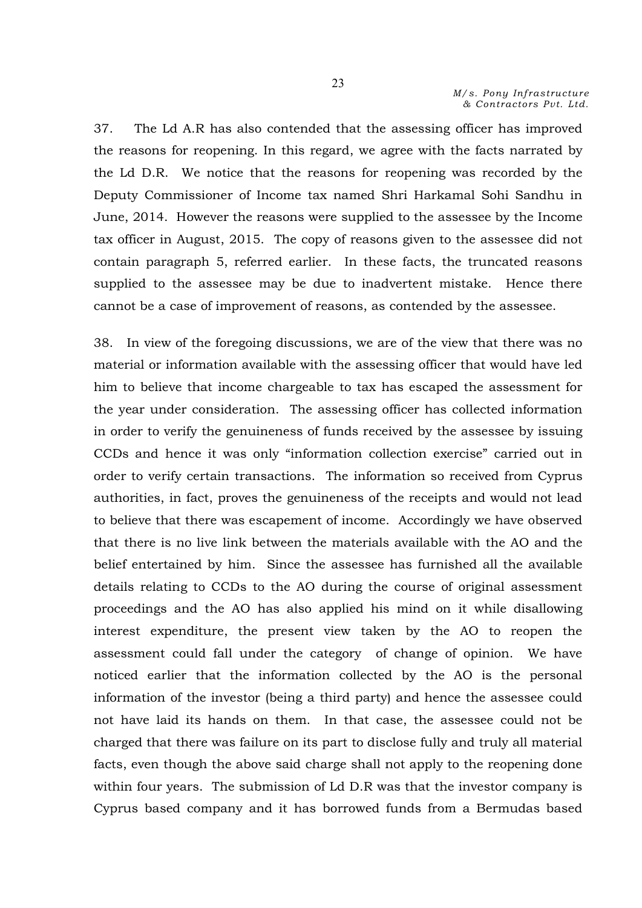37. The Ld A.R has also contended that the assessing officer has improved the reasons for reopening. In this regard, we agree with the facts narrated by the Ld D.R. We notice that the reasons for reopening was recorded by the Deputy Commissioner of Income tax named Shri Harkamal Sohi Sandhu in June, 2014. However the reasons were supplied to the assessee by the Income tax officer in August, 2015. The copy of reasons given to the assessee did not contain paragraph 5, referred earlier. In these facts, the truncated reasons supplied to the assessee may be due to inadvertent mistake. Hence there cannot be a case of improvement of reasons, as contended by the assessee.

38. In view of the foregoing discussions, we are of the view that there was no material or information available with the assessing officer that would have led him to believe that income chargeable to tax has escaped the assessment for the year under consideration. The assessing officer has collected information in order to verify the genuineness of funds received by the assessee by issuing CCDs and hence it was only "information collection exercise" carried out in order to verify certain transactions. The information so received from Cyprus authorities, in fact, proves the genuineness of the receipts and would not lead to believe that there was escapement of income. Accordingly we have observed that there is no live link between the materials available with the AO and the belief entertained by him. Since the assessee has furnished all the available details relating to CCDs to the AO during the course of original assessment proceedings and the AO has also applied his mind on it while disallowing interest expenditure, the present view taken by the AO to reopen the assessment could fall under the category of change of opinion. We have noticed earlier that the information collected by the AO is the personal information of the investor (being a third party) and hence the assessee could not have laid its hands on them. In that case, the assessee could not be charged that there was failure on its part to disclose fully and truly all material facts, even though the above said charge shall not apply to the reopening done within four years. The submission of Ld D.R was that the investor company is Cyprus based company and it has borrowed funds from a Bermudas based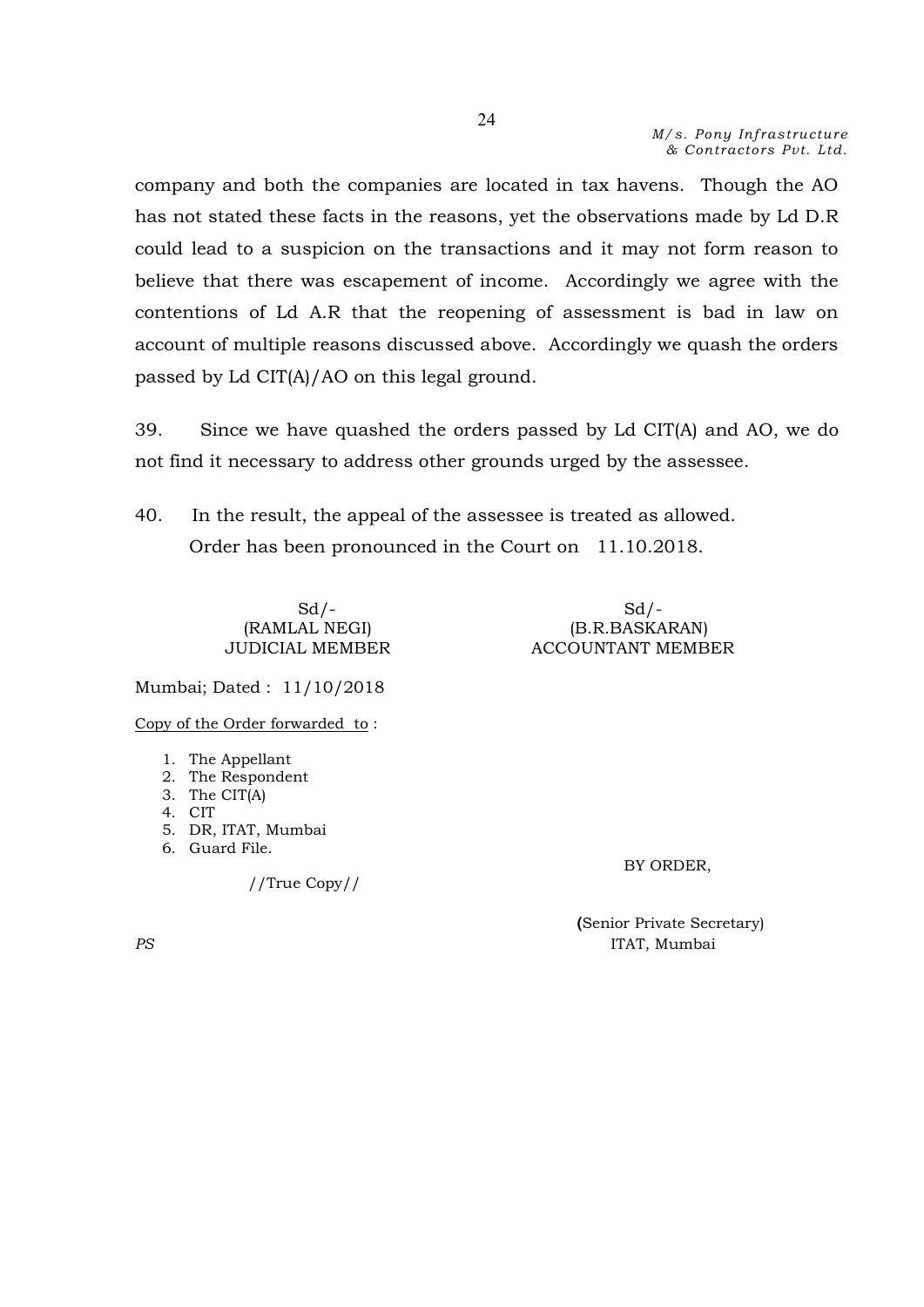company and both the companies are located in tax havens. Though the AO has not stated these facts in the reasons, yet the observations made by Ld D.R could lead to a suspicion on the transactions and it may not form reason to believe that there was escapement of income. Accordingly we agree with the contentions of Ld A.R that the reopening of assessment is bad in law on account of multiple reasons discussed above. Accordingly we quash the orders passed by Ld CIT(A)/AO on this legal ground.

39. Since we have quashed the orders passed by Ld CIT(A) and AO, we do not find it necessary to address other grounds urged by the assessee.

40. In the result, the appeal of the assessee is treated as allowed.
Order has been pronounced in the Court on 11.10.2018.

| | |
|---|---|
| Sd/- | Sd/- |
| (RAMLAL NEGI) | (B.R.BASKARAN) |
| JUDICIAL MEMBER | ACCOUNTANT MEMBER |

Mumbai; Dated : 11/10/2018

Copy of the Order forwarded to :

1. The Appellant
2. The Respondent
3. The CIT(A)
4. CIT
5. DR, ITAT, Mumbai
6. Guard File.

BY ORDER,

//True Copy//

(Senior Private Secretary)
ITAT, Mumbai

*PS*